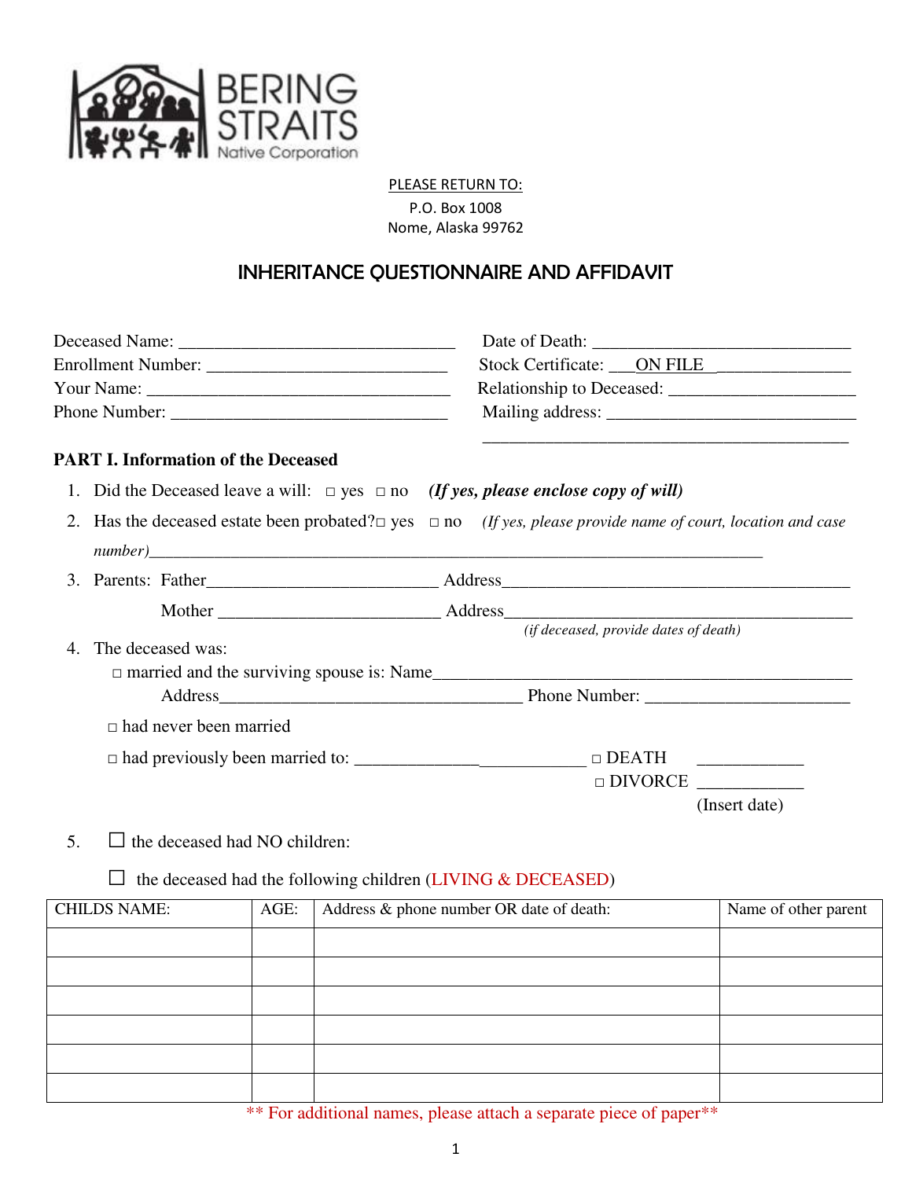BERING STRAITS
Native Corporation

PLEASE RETURN TO:
P.O. Box 1008
Nome, Alaska 99762

# INHERITANCE QUESTIONNAIRE AND AFFIDAVIT

Deceased Name: ________________________________ Date of Death: ______________________________

Enrollment Number: ____________________________ Stock Certificate: ___ON FILE________________

Your Name: ___________________________________ Relationship to Deceased: ____________________

Phone Number: ________________________________ Mailing address: ____________________________

__________________________________________

## PART I. Information of the Deceased

1. Did the Deceased leave a will: □ yes □ no ***(If yes, please enclose copy of will)***
2. Has the deceased estate been probated?□ yes □ no *(If yes, please provide name of court, location and case number)*_____________________________________________________________________
3. Parents: Father__________________________ Address________________________________________

   Mother _________________________ Address________________________________________

   *(if deceased, provide dates of death)*
4. The deceased was:

   □ married and the surviving spouse is: Name_________________________________________________

   Address___________________________________ Phone Number: _______________________

   □ had never been married

   □ had previously been married to: __________________________ □ DEATH ___________

   □ DIVORCE ___________

   (Insert date)
5. ☐ the deceased had NO children:

   ☐ the deceased had the following children (LIVING & DECEASED)

| CHILDS NAME: | AGE: | Address & phone number OR date of death: | Name of other parent |
|---|---|---|---|
| | | | |
| | | | |
| | | | |
| | | | |
| | | | |
| | | | |

** For additional names, please attach a separate piece of paper**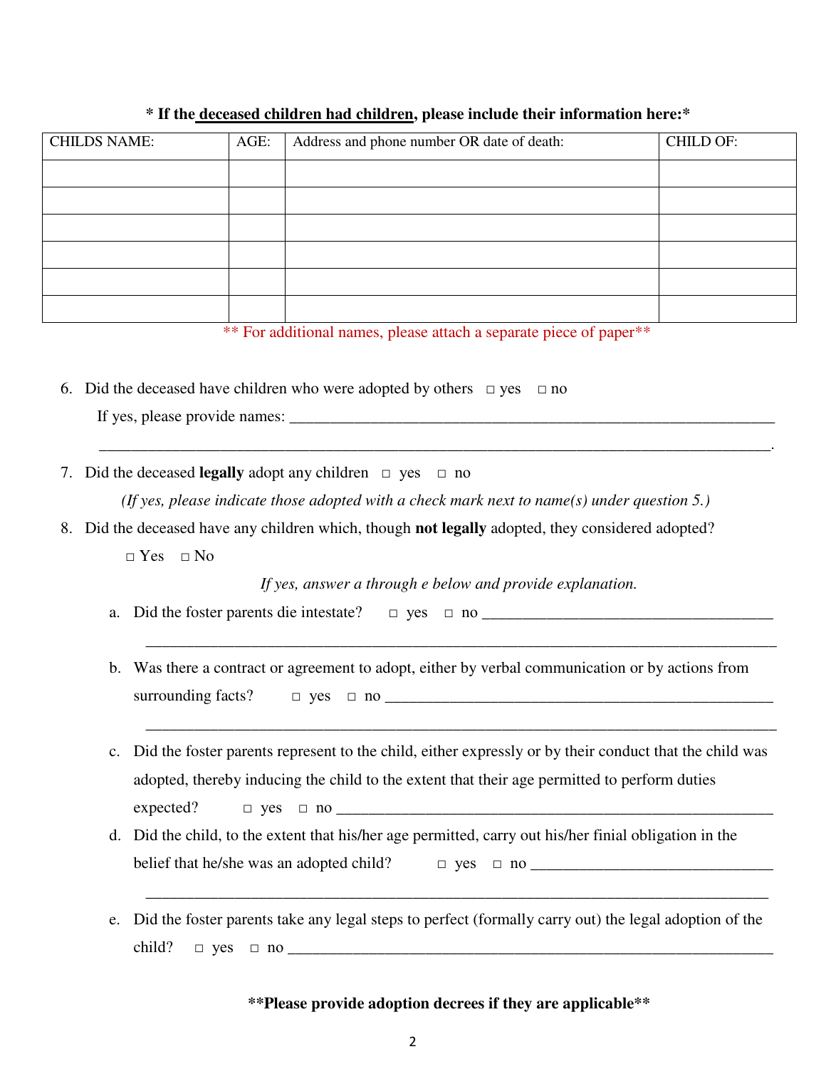**\* If the deceased children had children, please include their information here:\***

| CHILDS NAME: | AGE: | Address and phone number OR date of death: | CHILD OF: |
|---|---|---|---|
| | | | |
| | | | |
| | | | |
| | | | |
| | | | |
| | | | |

\*\* For additional names, please attach a separate piece of paper\*\*

6. Did the deceased have children who were adopted by others □ yes □ no

   If yes, please provide names: ________________________________________________________________

   ________________________________________________________________________________.

7. Did the deceased **legally** adopt any children □ yes □ no

   *(If yes, please indicate those adopted with a check mark next to name(s) under question 5.)*

8. Did the deceased have any children which, though **not legally** adopted, they considered adopted?

   □ Yes □ No

   *If yes, answer a through e below and provide explanation.*

   a. Did the foster parents die intestate? □ yes □ no ____________________________________

      ________________________________________________________________________________

   b. Was there a contract or agreement to adopt, either by verbal communication or by actions from surrounding facts? □ yes □ no ______________________________________________

      ________________________________________________________________________________

   c. Did the foster parents represent to the child, either expressly or by their conduct that the child was adopted, thereby inducing the child to the extent that their age permitted to perform duties expected? □ yes □ no ______________________________________________________

   d. Did the child, to the extent that his/her age permitted, carry out his/her finial obligation in the belief that he/she was an adopted child? □ yes □ no ______________________________

      ________________________________________________________________________________

   e. Did the foster parents take any legal steps to perfect (formally carry out) the legal adoption of the child? □ yes □ no ______________________________________________________________

**\*\*Please provide adoption decrees if they are applicable\*\***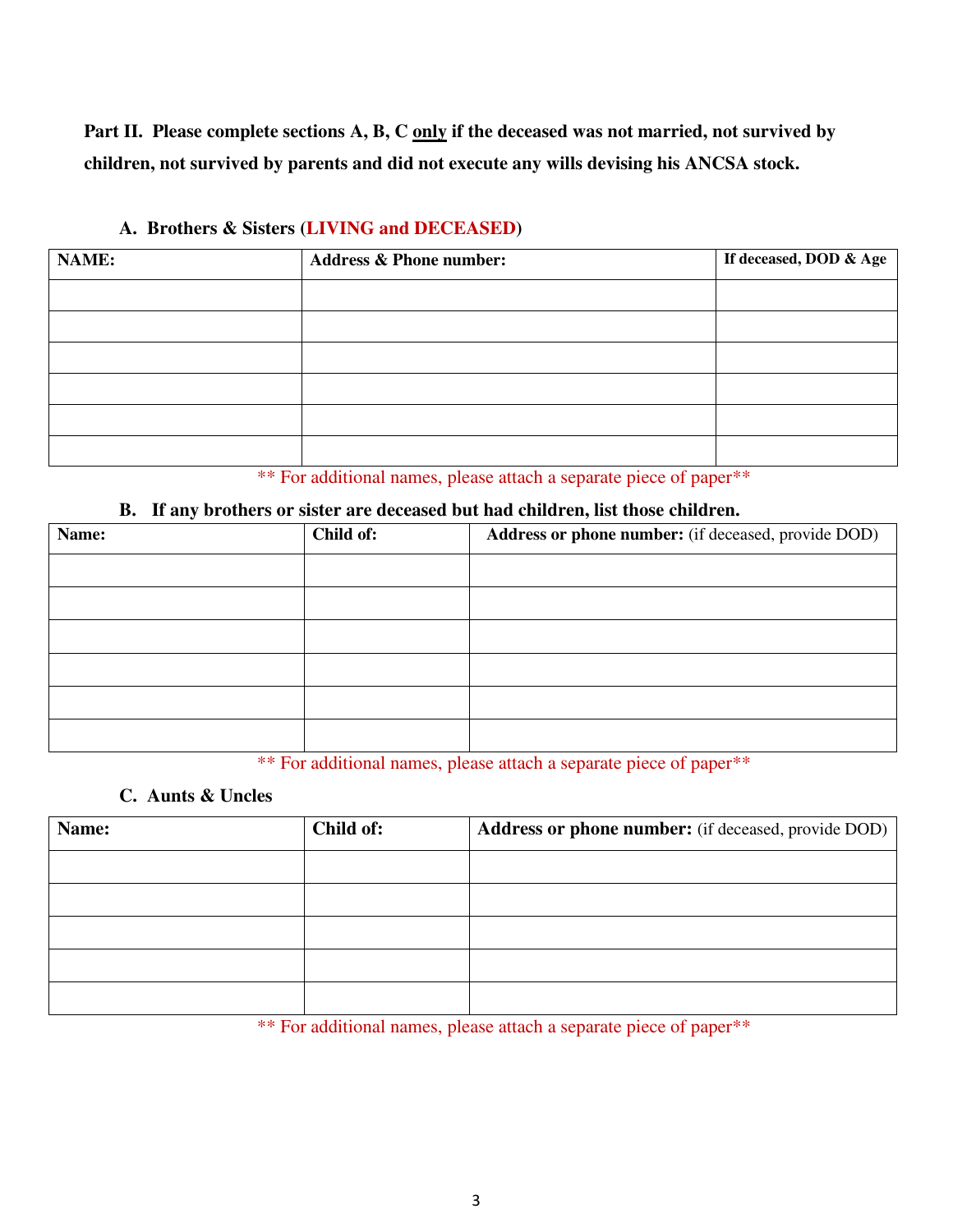**Part II. Please complete sections A, B, C <u>only</u> if the deceased was not married, not survived by children, not survived by parents and did not execute any wills devising his ANCSA stock.**

### A. Brothers & Sisters (LIVING and DECEASED)

| NAME: | Address & Phone number: | If deceased, DOD & Age |
|---|---|---|
| | | |
| | | |
| | | |
| | | |
| | | |
| | | |

** For additional names, please attach a separate piece of paper**

### B. If any brothers or sister are deceased but had children, list those children.

| Name: | Child of: | Address or phone number: (if deceased, provide DOD) |
|---|---|---|
| | | |
| | | |
| | | |
| | | |
| | | |
| | | |

** For additional names, please attach a separate piece of paper**

### C. Aunts & Uncles

| Name: | Child of: | Address or phone number: (if deceased, provide DOD) |
|---|---|---|
| | | |
| | | |
| | | |
| | | |
| | | |

** For additional names, please attach a separate piece of paper**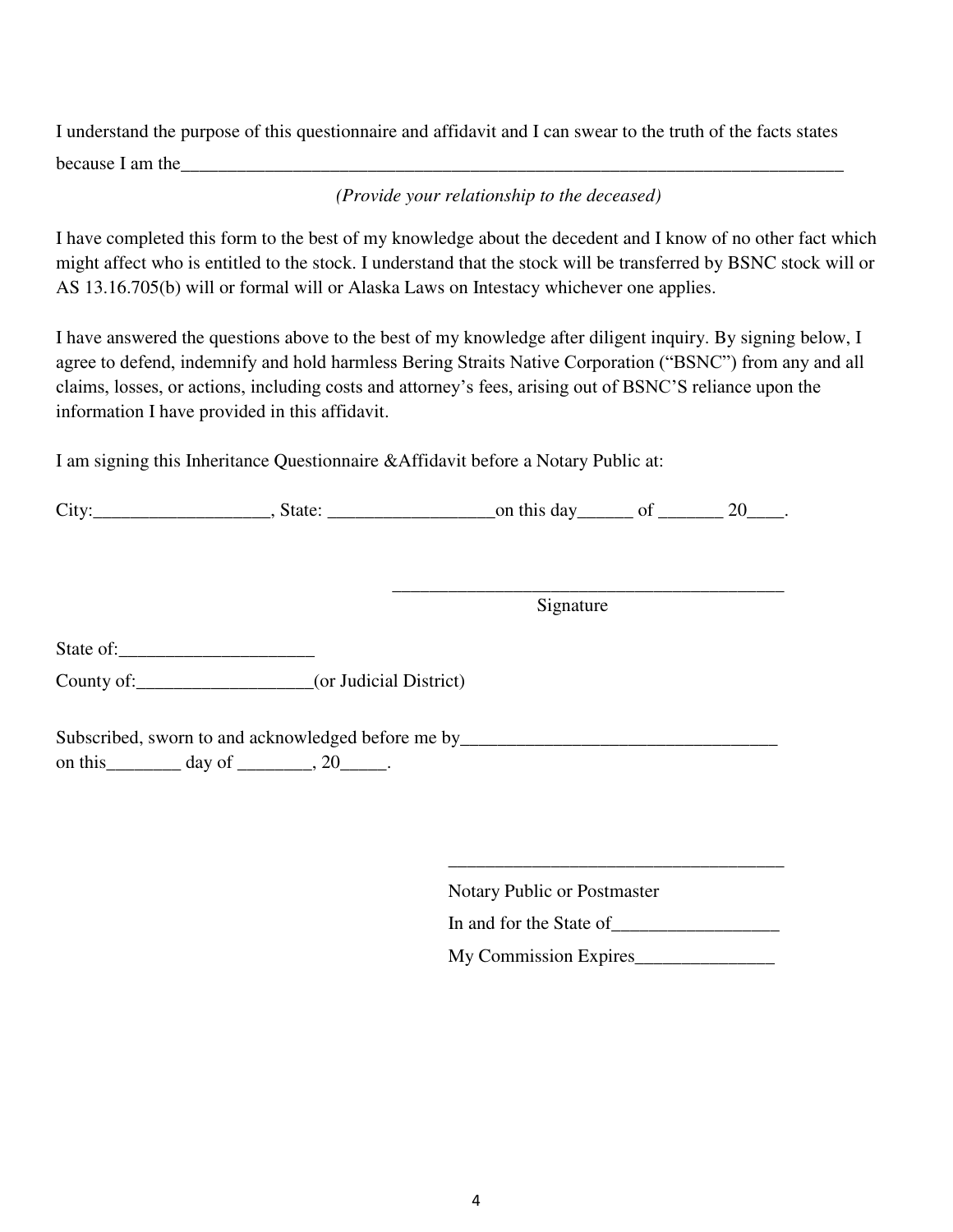I understand the purpose of this questionnaire and affidavit and I can swear to the truth of the facts states because I am the___________________________________________________________________________

*(Provide your relationship to the deceased)*

I have completed this form to the best of my knowledge about the decedent and I know of no other fact which might affect who is entitled to the stock. I understand that the stock will be transferred by BSNC stock will or AS 13.16.705(b) will or formal will or Alaska Laws on Intestacy whichever one applies.

I have answered the questions above to the best of my knowledge after diligent inquiry. By signing below, I agree to defend, indemnify and hold harmless Bering Straits Native Corporation ("BSNC") from any and all claims, losses, or actions, including costs and attorney's fees, arising out of BSNC'S reliance upon the information I have provided in this affidavit.

I am signing this Inheritance Questionnaire &Affidavit before a Notary Public at:

City:___________________, State: __________________on this day______ of _______ 20____.

_____________________________________________
Signature

State of:_____________________

County of:___________________(or Judicial District)

Subscribed, sworn to and acknowledged before me by__________________________________
on this________ day of ________, 20_____.

____________________________________
Notary Public or Postmaster

In and for the State of__________________

My Commission Expires_______________